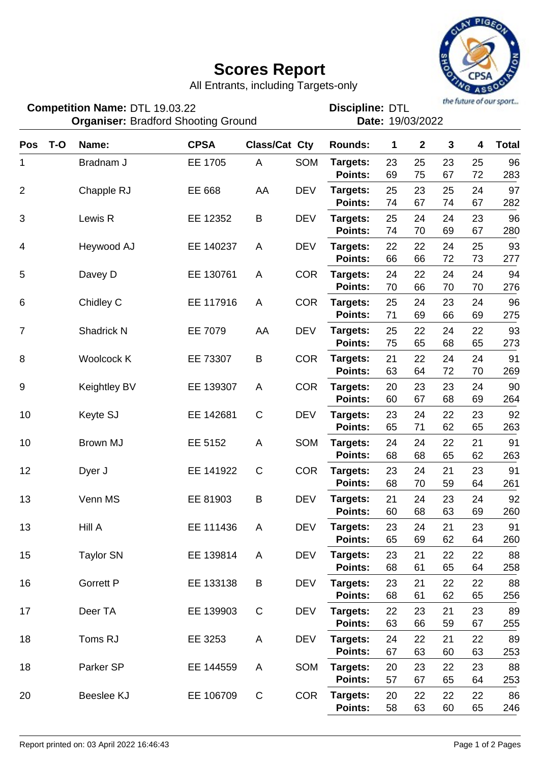# Scores Report

All Entrants, including Targets-only

**Competition Name:** DTL 19.03.22 **Discipline:** DTL

**Organiser:** Bradford Shooting Ground **Date:** 19/03/2022

| Pos | T-O | Name: | CPSA | Class/Cat | Cty | Rounds: | 1 | 2 | 3 | 4 | Total |
|---|---|---|---|---|---|---|---|---|---|---|---|
| 1 | | Bradnam J | EE 1705 | A | SOM | **Targets:** | 23 | 25 | 23 | 25 | 96 |
| | | | | | | **Points:** | 69 | 75 | 67 | 72 | 283 |
| 2 | | Chapple RJ | EE 668 | AA | DEV | **Targets:** | 25 | 23 | 25 | 24 | 97 |
| | | | | | | **Points:** | 74 | 67 | 74 | 67 | 282 |
| 3 | | Lewis R | EE 12352 | B | DEV | **Targets:** | 25 | 24 | 24 | 23 | 96 |
| | | | | | | **Points:** | 74 | 70 | 69 | 67 | 280 |
| 4 | | Heywood AJ | EE 140237 | A | DEV | **Targets:** | 22 | 22 | 24 | 25 | 93 |
| | | | | | | **Points:** | 66 | 66 | 72 | 73 | 277 |
| 5 | | Davey D | EE 130761 | A | COR | **Targets:** | 24 | 22 | 24 | 24 | 94 |
| | | | | | | **Points:** | 70 | 66 | 70 | 70 | 276 |
| 6 | | Chidley C | EE 117916 | A | COR | **Targets:** | 25 | 24 | 23 | 24 | 96 |
| | | | | | | **Points:** | 71 | 69 | 66 | 69 | 275 |
| 7 | | Shadrick N | EE 7079 | AA | DEV | **Targets:** | 25 | 22 | 24 | 22 | 93 |
| | | | | | | **Points:** | 75 | 65 | 68 | 65 | 273 |
| 8 | | Woolcock K | EE 73307 | B | COR | **Targets:** | 21 | 22 | 24 | 24 | 91 |
| | | | | | | **Points:** | 63 | 64 | 72 | 70 | 269 |
| 9 | | Keightley BV | EE 139307 | A | COR | **Targets:** | 20 | 23 | 23 | 24 | 90 |
| | | | | | | **Points:** | 60 | 67 | 68 | 69 | 264 |
| 10 | | Keyte SJ | EE 142681 | C | DEV | **Targets:** | 23 | 24 | 22 | 23 | 92 |
| | | | | | | **Points:** | 65 | 71 | 62 | 65 | 263 |
| 10 | | Brown MJ | EE 5152 | A | SOM | **Targets:** | 24 | 24 | 22 | 21 | 91 |
| | | | | | | **Points:** | 68 | 68 | 65 | 62 | 263 |
| 12 | | Dyer J | EE 141922 | C | COR | **Targets:** | 23 | 24 | 21 | 23 | 91 |
| | | | | | | **Points:** | 68 | 70 | 59 | 64 | 261 |
| 13 | | Venn MS | EE 81903 | B | DEV | **Targets:** | 21 | 24 | 23 | 24 | 92 |
| | | | | | | **Points:** | 60 | 68 | 63 | 69 | 260 |
| 13 | | Hill A | EE 111436 | A | DEV | **Targets:** | 23 | 24 | 21 | 23 | 91 |
| | | | | | | **Points:** | 65 | 69 | 62 | 64 | 260 |
| 15 | | Taylor SN | EE 139814 | A | DEV | **Targets:** | 23 | 21 | 22 | 22 | 88 |
| | | | | | | **Points:** | 68 | 61 | 65 | 64 | 258 |
| 16 | | Gorrett P | EE 133138 | B | DEV | **Targets:** | 23 | 21 | 22 | 22 | 88 |
| | | | | | | **Points:** | 68 | 61 | 62 | 65 | 256 |
| 17 | | Deer TA | EE 139903 | C | DEV | **Targets:** | 22 | 23 | 21 | 23 | 89 |
| | | | | | | **Points:** | 63 | 66 | 59 | 67 | 255 |
| 18 | | Toms RJ | EE 3253 | A | DEV | **Targets:** | 24 | 22 | 21 | 22 | 89 |
| | | | | | | **Points:** | 67 | 63 | 60 | 63 | 253 |
| 18 | | Parker SP | EE 144559 | A | SOM | **Targets:** | 20 | 23 | 22 | 23 | 88 |
| | | | | | | **Points:** | 57 | 67 | 65 | 64 | 253 |
| 20 | | Beeslee KJ | EE 106709 | C | COR | **Targets:** | 20 | 22 | 22 | 22 | 86 |
| | | | | | | **Points:** | 58 | 63 | 60 | 65 | 246 |

Report printed on: 03 April 2022 16:46:43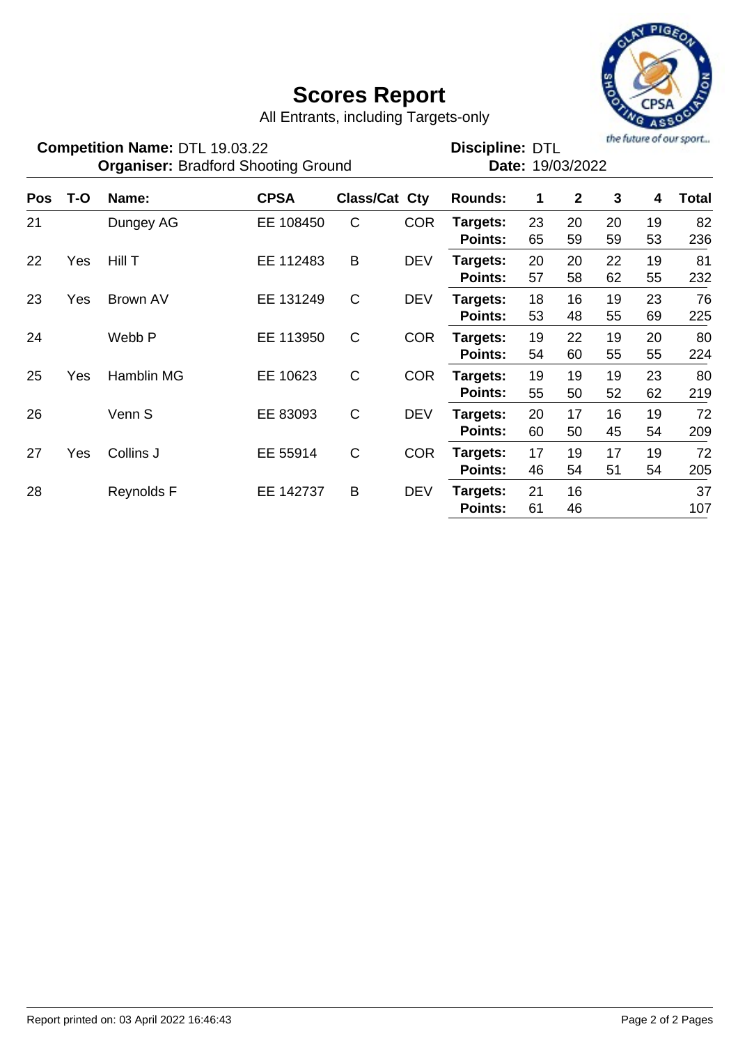# Scores Report

All Entrants, including Targets-only

**Competition Name:** DTL 19.03.22
**Organiser:** Bradford Shooting Ground

**Discipline:** DTL
**Date:** 19/03/2022

| Pos | T-O | Name: | CPSA | Class/Cat | Cty | Rounds: | 1 | 2 | 3 | 4 | Total |
|---|---|---|---|---|---|---|---|---|---|---|---|
| 21 | | Dungey AG | EE 108450 | C | COR | **Targets:** | 23 | 20 | 20 | 19 | 82 |
| | | | | | | **Points:** | 65 | 59 | 59 | 53 | 236 |
| 22 | Yes | Hill T | EE 112483 | B | DEV | **Targets:** | 20 | 20 | 22 | 19 | 81 |
| | | | | | | **Points:** | 57 | 58 | 62 | 55 | 232 |
| 23 | Yes | Brown AV | EE 131249 | C | DEV | **Targets:** | 18 | 16 | 19 | 23 | 76 |
| | | | | | | **Points:** | 53 | 48 | 55 | 69 | 225 |
| 24 | | Webb P | EE 113950 | C | COR | **Targets:** | 19 | 22 | 19 | 20 | 80 |
| | | | | | | **Points:** | 54 | 60 | 55 | 55 | 224 |
| 25 | Yes | Hamblin MG | EE 10623 | C | COR | **Targets:** | 19 | 19 | 19 | 23 | 80 |
| | | | | | | **Points:** | 55 | 50 | 52 | 62 | 219 |
| 26 | | Venn S | EE 83093 | C | DEV | **Targets:** | 20 | 17 | 16 | 19 | 72 |
| | | | | | | **Points:** | 60 | 50 | 45 | 54 | 209 |
| 27 | Yes | Collins J | EE 55914 | C | COR | **Targets:** | 17 | 19 | 17 | 19 | 72 |
| | | | | | | **Points:** | 46 | 54 | 51 | 54 | 205 |
| 28 | | Reynolds F | EE 142737 | B | DEV | **Targets:** | 21 | 16 | | | 37 |
| | | | | | | **Points:** | 61 | 46 | | | 107 |

Report printed on: 03 April 2022 16:46:43